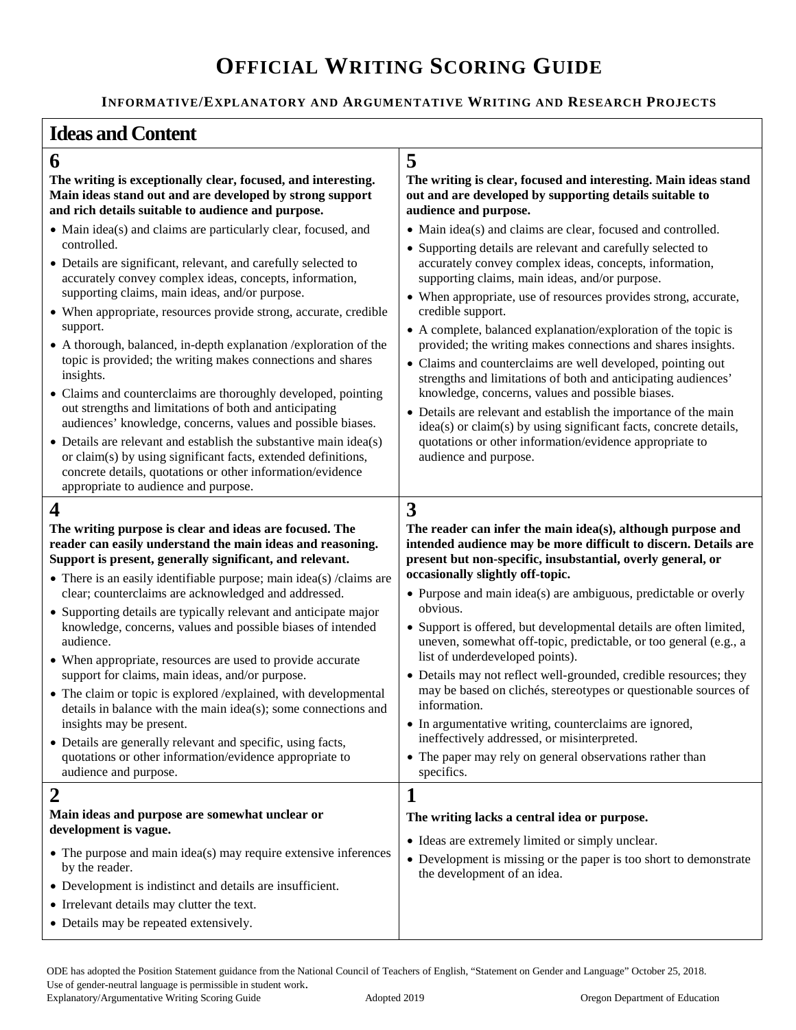# OFFICIAL WRITING SCORING GUIDE

### INFORMATIVE/EXPLANATORY AND ARGUMENTATIVE WRITING AND RESEARCH PROJECTS

## Ideas and Content

### 6

**The writing is exceptionally clear, focused, and interesting. Main ideas stand out and are developed by strong support and rich details suitable to audience and purpose.**

- Main idea(s) and claims are particularly clear, focused, and controlled.
- Details are significant, relevant, and carefully selected to accurately convey complex ideas, concepts, information, supporting claims, main ideas, and/or purpose.
- When appropriate, resources provide strong, accurate, credible support.
- A thorough, balanced, in-depth explanation /exploration of the topic is provided; the writing makes connections and shares insights.
- Claims and counterclaims are thoroughly developed, pointing out strengths and limitations of both and anticipating audiences' knowledge, concerns, values and possible biases.
- Details are relevant and establish the substantive main idea(s) or claim(s) by using significant facts, extended definitions, concrete details, quotations or other information/evidence appropriate to audience and purpose.

### 5

**The writing is clear, focused and interesting. Main ideas stand out and are developed by supporting details suitable to audience and purpose.**

- Main idea(s) and claims are clear, focused and controlled.
- Supporting details are relevant and carefully selected to accurately convey complex ideas, concepts, information, supporting claims, main ideas, and/or purpose.
- When appropriate, use of resources provides strong, accurate, credible support.
- A complete, balanced explanation/exploration of the topic is provided; the writing makes connections and shares insights.
- Claims and counterclaims are well developed, pointing out strengths and limitations of both and anticipating audiences' knowledge, concerns, values and possible biases.
- Details are relevant and establish the importance of the main idea(s) or claim(s) by using significant facts, concrete details, quotations or other information/evidence appropriate to audience and purpose.

### 4

**The writing purpose is clear and ideas are focused. The reader can easily understand the main ideas and reasoning. Support is present, generally significant, and relevant.**

- There is an easily identifiable purpose; main idea(s) /claims are clear; counterclaims are acknowledged and addressed.
- Supporting details are typically relevant and anticipate major knowledge, concerns, values and possible biases of intended audience.
- When appropriate, resources are used to provide accurate support for claims, main ideas, and/or purpose.
- The claim or topic is explored /explained, with developmental details in balance with the main idea(s); some connections and insights may be present.
- Details are generally relevant and specific, using facts, quotations or other information/evidence appropriate to audience and purpose.

### 3

**The reader can infer the main idea(s), although purpose and intended audience may be more difficult to discern. Details are present but non-specific, insubstantial, overly general, or occasionally slightly off-topic.**

- Purpose and main idea(s) are ambiguous, predictable or overly obvious.
- Support is offered, but developmental details are often limited, uneven, somewhat off-topic, predictable, or too general (e.g., a list of underdeveloped points).
- Details may not reflect well-grounded, credible resources; they may be based on clichés, stereotypes or questionable sources of information.
- In argumentative writing, counterclaims are ignored, ineffectively addressed, or misinterpreted.
- The paper may rely on general observations rather than specifics.

### 2

**Main ideas and purpose are somewhat unclear or development is vague.**

- The purpose and main idea(s) may require extensive inferences by the reader.
- Development is indistinct and details are insufficient.
- Irrelevant details may clutter the text.
- Details may be repeated extensively.

### 1

**The writing lacks a central idea or purpose.**

- Ideas are extremely limited or simply unclear.
- Development is missing or the paper is too short to demonstrate the development of an idea.

ODE has adopted the Position Statement guidance from the National Council of Teachers of English, "Statement on Gender and Language" October 25, 2018. Use of gender-neutral language is permissible in student work.

Explanatory/Argumentative Writing Scoring Guide — Adopted 2019 — Oregon Department of Education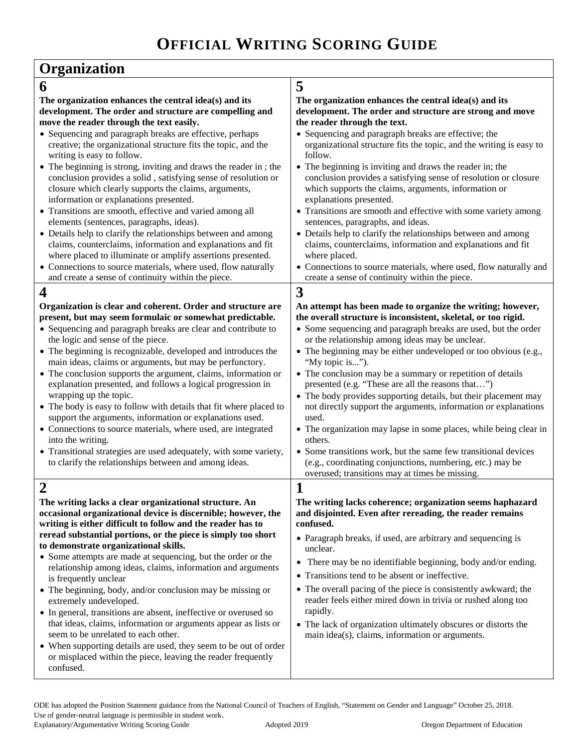# Official Writing Scoring Guide

## Organization

### 6

**The organization enhances the central idea(s) and its development. The order and structure are compelling and move the reader through the text easily.**

- Sequencing and paragraph breaks are effective, perhaps creative; the organizational structure fits the topic, and the writing is easy to follow.
- The beginning is strong, inviting and draws the reader in ; the conclusion provides a solid , satisfying sense of resolution or closure which clearly supports the claims, arguments, information or explanations presented.
- Transitions are smooth, effective and varied among all elements (sentences, paragraphs, ideas).
- Details help to clarify the relationships between and among claims, counterclaims, information and explanations and fit where placed to illuminate or amplify assertions presented.
- Connections to source materials, where used, flow naturally and create a sense of continuity within the piece.

### 5

**The organization enhances the central idea(s) and its development. The order and structure are strong and move the reader through the text.**

- Sequencing and paragraph breaks are effective; the organizational structure fits the topic, and the writing is easy to follow.
- The beginning is inviting and draws the reader in; the conclusion provides a satisfying sense of resolution or closure which supports the claims, arguments, information or explanations presented.
- Transitions are smooth and effective with some variety among sentences, paragraphs, and ideas.
- Details help to clarify the relationships between and among claims, counterclaims, information and explanations and fit where placed.
- Connections to source materials, where used, flow naturally and create a sense of continuity within the piece.

### 4

**Organization is clear and coherent. Order and structure are present, but may seem formulaic or somewhat predictable.**

- Sequencing and paragraph breaks are clear and contribute to the logic and sense of the piece.
- The beginning is recognizable, developed and introduces the main ideas, claims or arguments, but may be perfunctory.
- The conclusion supports the argument, claims, information or explanation presented, and follows a logical progression in wrapping up the topic.
- The body is easy to follow with details that fit where placed to support the arguments, information or explanations used.
- Connections to source materials, where used, are integrated into the writing.
- Transitional strategies are used adequately, with some variety, to clarify the relationships between and among ideas.

### 3

**An attempt has been made to organize the writing; however, the overall structure is inconsistent, skeletal, or too rigid.**

- Some sequencing and paragraph breaks are used, but the order or the relationship among ideas may be unclear.
- The beginning may be either undeveloped or too obvious (e.g., "My topic is...").
- The conclusion may be a summary or repetition of details presented (e.g. "These are all the reasons that…")
- The body provides supporting details, but their placement may not directly support the arguments, information or explanations used.
- The organization may lapse in some places, while being clear in others.
- Some transitions work, but the same few transitional devices (e.g., coordinating conjunctions, numbering, etc.) may be overused; transitions may at times be missing.

### 2

**The writing lacks a clear organizational structure. An occasional organizational device is discernible; however, the writing is either difficult to follow and the reader has to reread substantial portions, or the piece is simply too short to demonstrate organizational skills.**

- Some attempts are made at sequencing, but the order or the relationship among ideas, claims, information and arguments is frequently unclear
- The beginning, body, and/or conclusion may be missing or extremely undeveloped.
- In general, transitions are absent, ineffective or overused so that ideas, claims, information or arguments appear as lists or seem to be unrelated to each other.
- When supporting details are used, they seem to be out of order or misplaced within the piece, leaving the reader frequently confused.

### 1

**The writing lacks coherence; organization seems haphazard and disjointed. Even after rereading, the reader remains confused.**

- Paragraph breaks, if used, are arbitrary and sequencing is unclear.
- There may be no identifiable beginning, body and/or ending.
- Transitions tend to be absent or ineffective.
- The overall pacing of the piece is consistently awkward; the reader feels either mired down in trivia or rushed along too rapidly.
- The lack of organization ultimately obscures or distorts the main idea(s), claims, information or arguments.

ODE has adopted the Position Statement guidance from the National Council of Teachers of English, "Statement on Gender and Language" October 25, 2018.
Use of gender-neutral language is permissible in student work.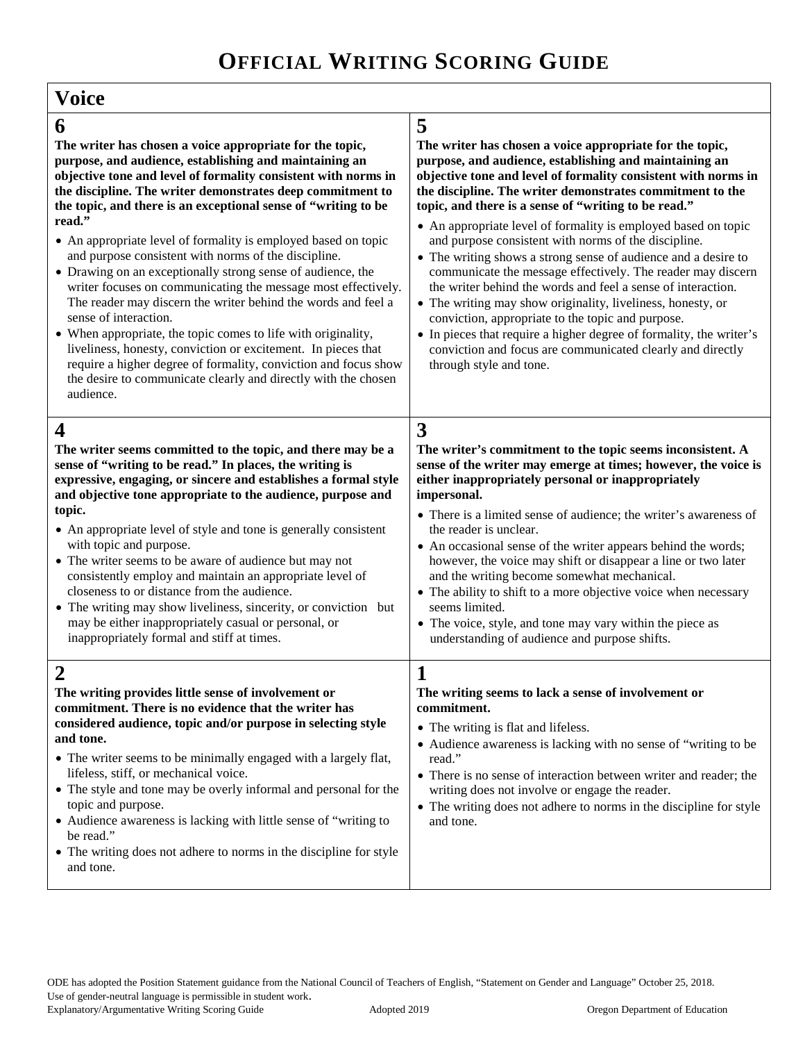# OFFICIAL WRITING SCORING GUIDE

## Voice

### 6

**The writer has chosen a voice appropriate for the topic, purpose, and audience, establishing and maintaining an objective tone and level of formality consistent with norms in the discipline. The writer demonstrates deep commitment to the topic, and there is an exceptional sense of "writing to be read."**

- An appropriate level of formality is employed based on topic and purpose consistent with norms of the discipline.
- Drawing on an exceptionally strong sense of audience, the writer focuses on communicating the message most effectively. The reader may discern the writer behind the words and feel a sense of interaction.
- When appropriate, the topic comes to life with originality, liveliness, honesty, conviction or excitement. In pieces that require a higher degree of formality, conviction and focus show the desire to communicate clearly and directly with the chosen audience.

### 5

**The writer has chosen a voice appropriate for the topic, purpose, and audience, establishing and maintaining an objective tone and level of formality consistent with norms in the discipline. The writer demonstrates commitment to the topic, and there is a sense of "writing to be read."**

- An appropriate level of formality is employed based on topic and purpose consistent with norms of the discipline.
- The writing shows a strong sense of audience and a desire to communicate the message effectively. The reader may discern the writer behind the words and feel a sense of interaction.
- The writing may show originality, liveliness, honesty, or conviction, appropriate to the topic and purpose.
- In pieces that require a higher degree of formality, the writer's conviction and focus are communicated clearly and directly through style and tone.

### 4

**The writer seems committed to the topic, and there may be a sense of "writing to be read." In places, the writing is expressive, engaging, or sincere and establishes a formal style and objective tone appropriate to the audience, purpose and topic.**

- An appropriate level of style and tone is generally consistent with topic and purpose.
- The writer seems to be aware of audience but may not consistently employ and maintain an appropriate level of closeness to or distance from the audience.
- The writing may show liveliness, sincerity, or conviction but may be either inappropriately casual or personal, or inappropriately formal and stiff at times.

### 3

**The writer's commitment to the topic seems inconsistent. A sense of the writer may emerge at times; however, the voice is either inappropriately personal or inappropriately impersonal.**

- There is a limited sense of audience; the writer's awareness of the reader is unclear.
- An occasional sense of the writer appears behind the words; however, the voice may shift or disappear a line or two later and the writing become somewhat mechanical.
- The ability to shift to a more objective voice when necessary seems limited.
- The voice, style, and tone may vary within the piece as understanding of audience and purpose shifts.

### 2

**The writing provides little sense of involvement or commitment. There is no evidence that the writer has considered audience, topic and/or purpose in selecting style and tone.**

- The writer seems to be minimally engaged with a largely flat, lifeless, stiff, or mechanical voice.
- The style and tone may be overly informal and personal for the topic and purpose.
- Audience awareness is lacking with little sense of "writing to be read."
- The writing does not adhere to norms in the discipline for style and tone.

### 1

**The writing seems to lack a sense of involvement or commitment.**

- The writing is flat and lifeless.
- Audience awareness is lacking with no sense of "writing to be read."
- There is no sense of interaction between writer and reader; the writing does not involve or engage the reader.
- The writing does not adhere to norms in the discipline for style and tone.

ODE has adopted the Position Statement guidance from the National Council of Teachers of English, "Statement on Gender and Language" October 25, 2018. Use of gender-neutral language is permissible in student work.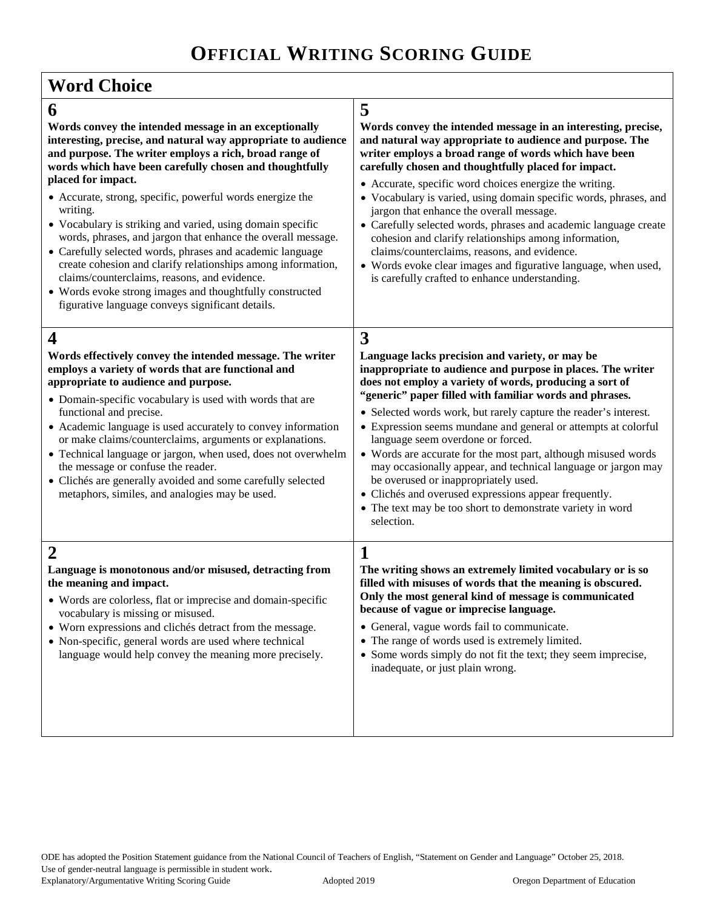# OFFICIAL WRITING SCORING GUIDE

## Word Choice

### 6

**Words convey the intended message in an exceptionally interesting, precise, and natural way appropriate to audience and purpose. The writer employs a rich, broad range of words which have been carefully chosen and thoughtfully placed for impact.**

- Accurate, strong, specific, powerful words energize the writing.
- Vocabulary is striking and varied, using domain specific words, phrases, and jargon that enhance the overall message.
- Carefully selected words, phrases and academic language create cohesion and clarify relationships among information, claims/counterclaims, reasons, and evidence.
- Words evoke strong images and thoughtfully constructed figurative language conveys significant details.

### 5

**Words convey the intended message in an interesting, precise, and natural way appropriate to audience and purpose. The writer employs a broad range of words which have been carefully chosen and thoughtfully placed for impact.**

- Accurate, specific word choices energize the writing.
- Vocabulary is varied, using domain specific words, phrases, and jargon that enhance the overall message.
- Carefully selected words, phrases and academic language create cohesion and clarify relationships among information, claims/counterclaims, reasons, and evidence.
- Words evoke clear images and figurative language, when used, is carefully crafted to enhance understanding.

### 4

**Words effectively convey the intended message. The writer employs a variety of words that are functional and appropriate to audience and purpose.**

- Domain-specific vocabulary is used with words that are functional and precise.
- Academic language is used accurately to convey information or make claims/counterclaims, arguments or explanations.
- Technical language or jargon, when used, does not overwhelm the message or confuse the reader.
- Clichés are generally avoided and some carefully selected metaphors, similes, and analogies may be used.

### 3

**Language lacks precision and variety, or may be inappropriate to audience and purpose in places. The writer does not employ a variety of words, producing a sort of "generic" paper filled with familiar words and phrases.**

- Selected words work, but rarely capture the reader's interest.
- Expression seems mundane and general or attempts at colorful language seem overdone or forced.
- Words are accurate for the most part, although misused words may occasionally appear, and technical language or jargon may be overused or inappropriately used.
- Clichés and overused expressions appear frequently.
- The text may be too short to demonstrate variety in word selection.

### 2

**Language is monotonous and/or misused, detracting from the meaning and impact.**

- Words are colorless, flat or imprecise and domain-specific vocabulary is missing or misused.
- Worn expressions and clichés detract from the message.
- Non-specific, general words are used where technical language would help convey the meaning more precisely.

### 1

**The writing shows an extremely limited vocabulary or is so filled with misuses of words that the meaning is obscured. Only the most general kind of message is communicated because of vague or imprecise language.**

- General, vague words fail to communicate.
- The range of words used is extremely limited.
- Some words simply do not fit the text; they seem imprecise, inadequate, or just plain wrong.

ODE has adopted the Position Statement guidance from the National Council of Teachers of English, "Statement on Gender and Language" October 25, 2018.
Use of gender-neutral language is permissible in student work.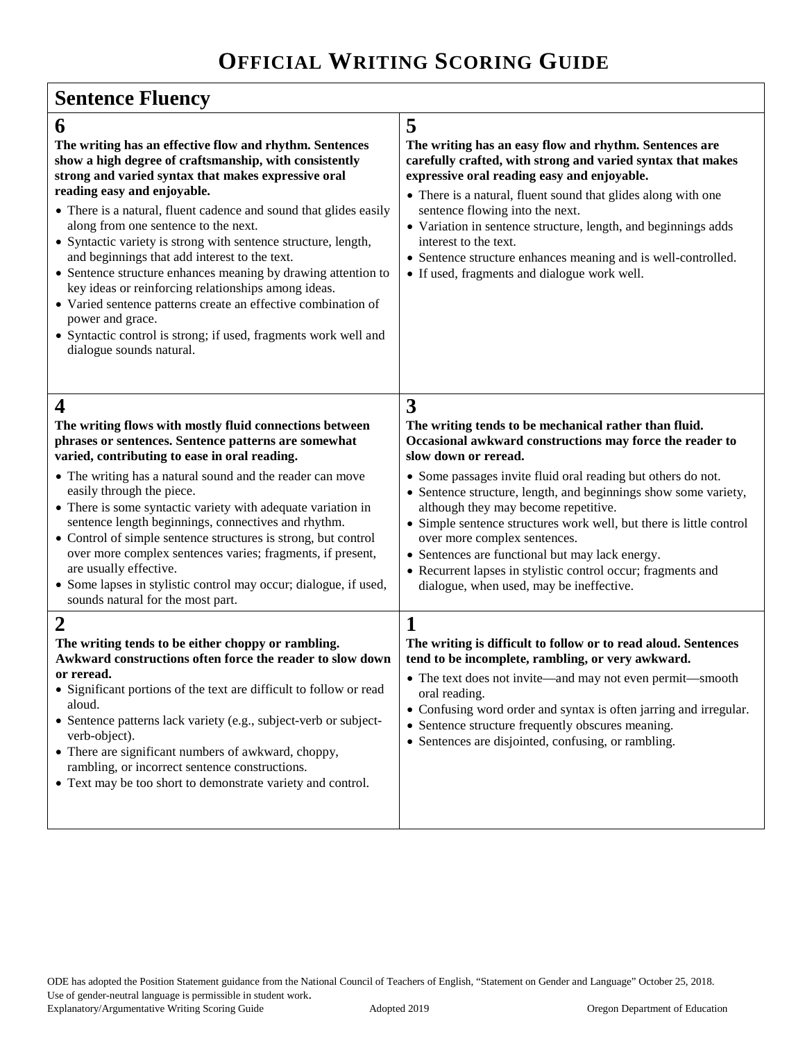# OFFICIAL WRITING SCORING GUIDE

## Sentence Fluency

### 6

**The writing has an effective flow and rhythm. Sentences show a high degree of craftsmanship, with consistently strong and varied syntax that makes expressive oral reading easy and enjoyable.**

- There is a natural, fluent cadence and sound that glides easily along from one sentence to the next.
- Syntactic variety is strong with sentence structure, length, and beginnings that add interest to the text.
- Sentence structure enhances meaning by drawing attention to key ideas or reinforcing relationships among ideas.
- Varied sentence patterns create an effective combination of power and grace.
- Syntactic control is strong; if used, fragments work well and dialogue sounds natural.

### 5

**The writing has an easy flow and rhythm. Sentences are carefully crafted, with strong and varied syntax that makes expressive oral reading easy and enjoyable.**

- There is a natural, fluent sound that glides along with one sentence flowing into the next.
- Variation in sentence structure, length, and beginnings adds interest to the text.
- Sentence structure enhances meaning and is well-controlled.
- If used, fragments and dialogue work well.

### 4

**The writing flows with mostly fluid connections between phrases or sentences. Sentence patterns are somewhat varied, contributing to ease in oral reading.**

- The writing has a natural sound and the reader can move easily through the piece.
- There is some syntactic variety with adequate variation in sentence length beginnings, connectives and rhythm.
- Control of simple sentence structures is strong, but control over more complex sentences varies; fragments, if present, are usually effective.
- Some lapses in stylistic control may occur; dialogue, if used, sounds natural for the most part.

### 3

**The writing tends to be mechanical rather than fluid. Occasional awkward constructions may force the reader to slow down or reread.**

- Some passages invite fluid oral reading but others do not.
- Sentence structure, length, and beginnings show some variety, although they may become repetitive.
- Simple sentence structures work well, but there is little control over more complex sentences.
- Sentences are functional but may lack energy.
- Recurrent lapses in stylistic control occur; fragments and dialogue, when used, may be ineffective.

### 2

**The writing tends to be either choppy or rambling. Awkward constructions often force the reader to slow down or reread.**

- Significant portions of the text are difficult to follow or read aloud.
- Sentence patterns lack variety (e.g., subject-verb or subject-verb-object).
- There are significant numbers of awkward, choppy, rambling, or incorrect sentence constructions.
- Text may be too short to demonstrate variety and control.

### 1

**The writing is difficult to follow or to read aloud. Sentences tend to be incomplete, rambling, or very awkward.**

- The text does not invite—and may not even permit—smooth oral reading.
- Confusing word order and syntax is often jarring and irregular.
- Sentence structure frequently obscures meaning.
- Sentences are disjointed, confusing, or rambling.

ODE has adopted the Position Statement guidance from the National Council of Teachers of English, "Statement on Gender and Language" October 25, 2018. Use of gender-neutral language is permissible in student work.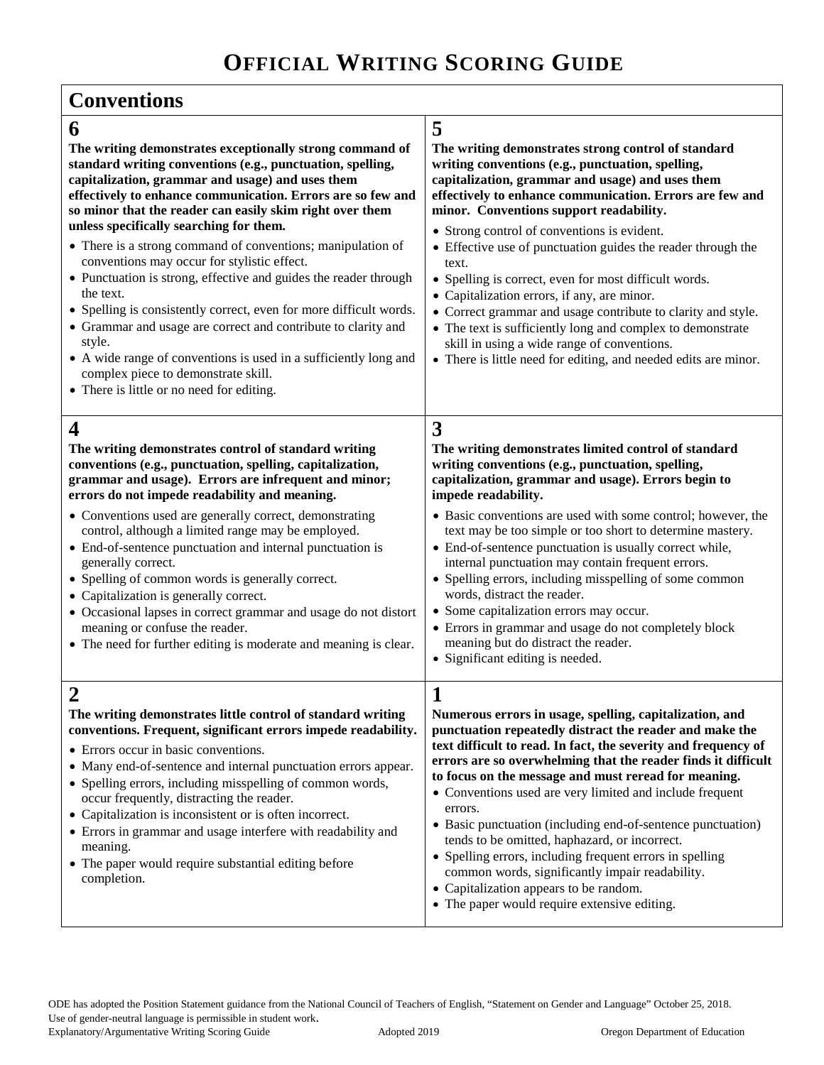# OFFICIAL WRITING SCORING GUIDE

## Conventions

### 6

**The writing demonstrates exceptionally strong command of standard writing conventions (e.g., punctuation, spelling, capitalization, grammar and usage) and uses them effectively to enhance communication. Errors are so few and so minor that the reader can easily skim right over them unless specifically searching for them.**

- There is a strong command of conventions; manipulation of conventions may occur for stylistic effect.
- Punctuation is strong, effective and guides the reader through the text.
- Spelling is consistently correct, even for more difficult words.
- Grammar and usage are correct and contribute to clarity and style.
- A wide range of conventions is used in a sufficiently long and complex piece to demonstrate skill.
- There is little or no need for editing.

### 5

**The writing demonstrates strong control of standard writing conventions (e.g., punctuation, spelling, capitalization, grammar and usage) and uses them effectively to enhance communication. Errors are few and minor. Conventions support readability.**

- Strong control of conventions is evident.
- Effective use of punctuation guides the reader through the text.
- Spelling is correct, even for most difficult words.
- Capitalization errors, if any, are minor.
- Correct grammar and usage contribute to clarity and style.
- The text is sufficiently long and complex to demonstrate skill in using a wide range of conventions.
- There is little need for editing, and needed edits are minor.

### 4

**The writing demonstrates control of standard writing conventions (e.g., punctuation, spelling, capitalization, grammar and usage). Errors are infrequent and minor; errors do not impede readability and meaning.**

- Conventions used are generally correct, demonstrating control, although a limited range may be employed.
- End-of-sentence punctuation and internal punctuation is generally correct.
- Spelling of common words is generally correct.
- Capitalization is generally correct.
- Occasional lapses in correct grammar and usage do not distort meaning or confuse the reader.
- The need for further editing is moderate and meaning is clear.

### 3

**The writing demonstrates limited control of standard writing conventions (e.g., punctuation, spelling, capitalization, grammar and usage). Errors begin to impede readability.**

- Basic conventions are used with some control; however, the text may be too simple or too short to determine mastery.
- End-of-sentence punctuation is usually correct while, internal punctuation may contain frequent errors.
- Spelling errors, including misspelling of some common words, distract the reader.
- Some capitalization errors may occur.
- Errors in grammar and usage do not completely block meaning but do distract the reader.
- Significant editing is needed.

### 2

**The writing demonstrates little control of standard writing conventions. Frequent, significant errors impede readability.**

- Errors occur in basic conventions.
- Many end-of-sentence and internal punctuation errors appear.
- Spelling errors, including misspelling of common words, occur frequently, distracting the reader.
- Capitalization is inconsistent or is often incorrect.
- Errors in grammar and usage interfere with readability and meaning.
- The paper would require substantial editing before completion.

### 1

**Numerous errors in usage, spelling, capitalization, and punctuation repeatedly distract the reader and make the text difficult to read. In fact, the severity and frequency of errors are so overwhelming that the reader finds it difficult to focus on the message and must reread for meaning.**

- Conventions used are very limited and include frequent errors.
- Basic punctuation (including end-of-sentence punctuation) tends to be omitted, haphazard, or incorrect.
- Spelling errors, including frequent errors in spelling common words, significantly impair readability.
- Capitalization appears to be random.
- The paper would require extensive editing.

ODE has adopted the Position Statement guidance from the National Council of Teachers of English, "Statement on Gender and Language" October 25, 2018.
Use of gender-neutral language is permissible in student work.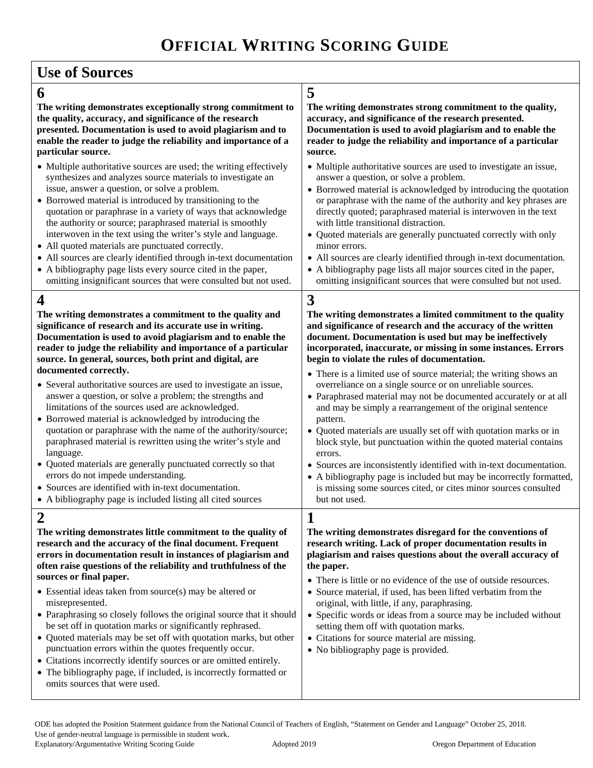# OFFICIAL WRITING SCORING GUIDE

## Use of Sources

### 6

**The writing demonstrates exceptionally strong commitment to the quality, accuracy, and significance of the research presented. Documentation is used to avoid plagiarism and to enable the reader to judge the reliability and importance of a particular source.**

- Multiple authoritative sources are used; the writing effectively synthesizes and analyzes source materials to investigate an issue, answer a question, or solve a problem.
- Borrowed material is introduced by transitioning to the quotation or paraphrase in a variety of ways that acknowledge the authority or source; paraphrased material is smoothly interwoven in the text using the writer's style and language.
- All quoted materials are punctuated correctly.
- All sources are clearly identified through in-text documentation
- A bibliography page lists every source cited in the paper, omitting insignificant sources that were consulted but not used.

### 5

**The writing demonstrates strong commitment to the quality, accuracy, and significance of the research presented. Documentation is used to avoid plagiarism and to enable the reader to judge the reliability and importance of a particular source.**

- Multiple authoritative sources are used to investigate an issue, answer a question, or solve a problem.
- Borrowed material is acknowledged by introducing the quotation or paraphrase with the name of the authority and key phrases are directly quoted; paraphrased material is interwoven in the text with little transitional distraction.
- Quoted materials are generally punctuated correctly with only minor errors.
- All sources are clearly identified through in-text documentation.
- A bibliography page lists all major sources cited in the paper, omitting insignificant sources that were consulted but not used.

### 4

**The writing demonstrates a commitment to the quality and significance of research and its accurate use in writing. Documentation is used to avoid plagiarism and to enable the reader to judge the reliability and importance of a particular source. In general, sources, both print and digital, are documented correctly.**

- Several authoritative sources are used to investigate an issue, answer a question, or solve a problem; the strengths and limitations of the sources used are acknowledged.
- Borrowed material is acknowledged by introducing the quotation or paraphrase with the name of the authority/source; paraphrased material is rewritten using the writer's style and language.
- Quoted materials are generally punctuated correctly so that errors do not impede understanding.
- Sources are identified with in-text documentation.
- A bibliography page is included listing all cited sources

### 3

**The writing demonstrates a limited commitment to the quality and significance of research and the accuracy of the written document. Documentation is used but may be ineffectively incorporated, inaccurate, or missing in some instances. Errors begin to violate the rules of documentation.**

- There is a limited use of source material; the writing shows an overreliance on a single source or on unreliable sources.
- Paraphrased material may not be documented accurately or at all and may be simply a rearrangement of the original sentence pattern.
- Quoted materials are usually set off with quotation marks or in block style, but punctuation within the quoted material contains errors.
- Sources are inconsistently identified with in-text documentation.
- A bibliography page is included but may be incorrectly formatted, is missing some sources cited, or cites minor sources consulted but not used.

### 2

**The writing demonstrates little commitment to the quality of research and the accuracy of the final document. Frequent errors in documentation result in instances of plagiarism and often raise questions of the reliability and truthfulness of the sources or final paper.**

- Essential ideas taken from source(s) may be altered or misrepresented.
- Paraphrasing so closely follows the original source that it should be set off in quotation marks or significantly rephrased.
- Quoted materials may be set off with quotation marks, but other punctuation errors within the quotes frequently occur.
- Citations incorrectly identify sources or are omitted entirely.
- The bibliography page, if included, is incorrectly formatted or omits sources that were used.

### 1

**The writing demonstrates disregard for the conventions of research writing. Lack of proper documentation results in plagiarism and raises questions about the overall accuracy of the paper.**

- There is little or no evidence of the use of outside resources.
- Source material, if used, has been lifted verbatim from the original, with little, if any, paraphrasing.
- Specific words or ideas from a source may be included without setting them off with quotation marks.
- Citations for source material are missing.
- No bibliography page is provided.

ODE has adopted the Position Statement guidance from the National Council of Teachers of English, "Statement on Gender and Language" October 25, 2018.
Use of gender-neutral language is permissible in student work.